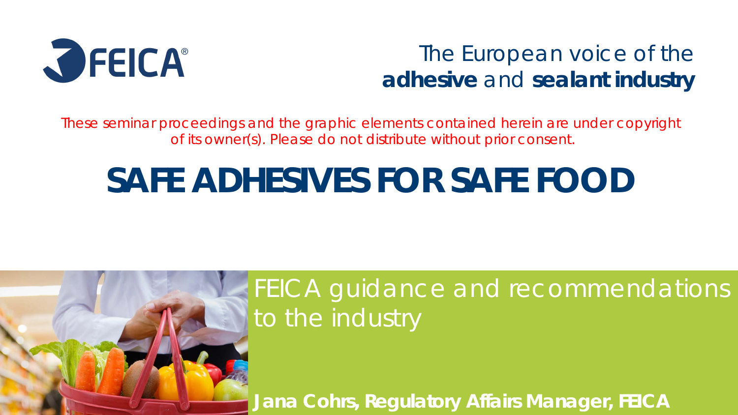FEICA®

The European voice of the **adhesive** and **sealant industry**

*These seminar proceedings and the graphic elements contained herein are under copyright of its owner(s). Please do not distribute without prior consent.*

# SAFE ADHESIVES FOR SAFE FOOD

## FEICA guidance and recommendations to the industry

**Jana Cohrs, Regulatory Affairs Manager, FEICA**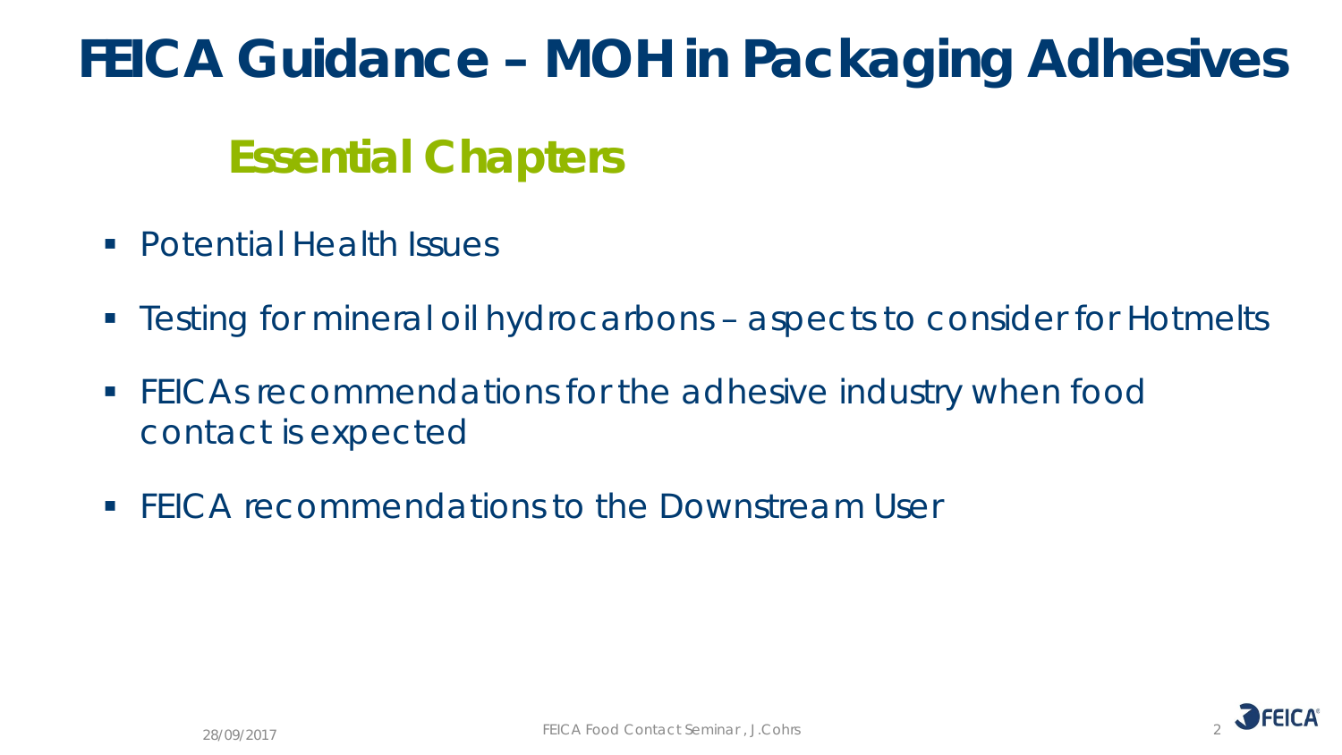# FEICA Guidance – MOH in Packaging Adhesives

## Essential Chapters

- Potential Health Issues
- Testing for mineral oil hydrocarbons – aspects to consider for Hotmelts
- FEICAs recommendations for the adhesive industry when food contact is expected
- FEICA recommendations to the Downstream User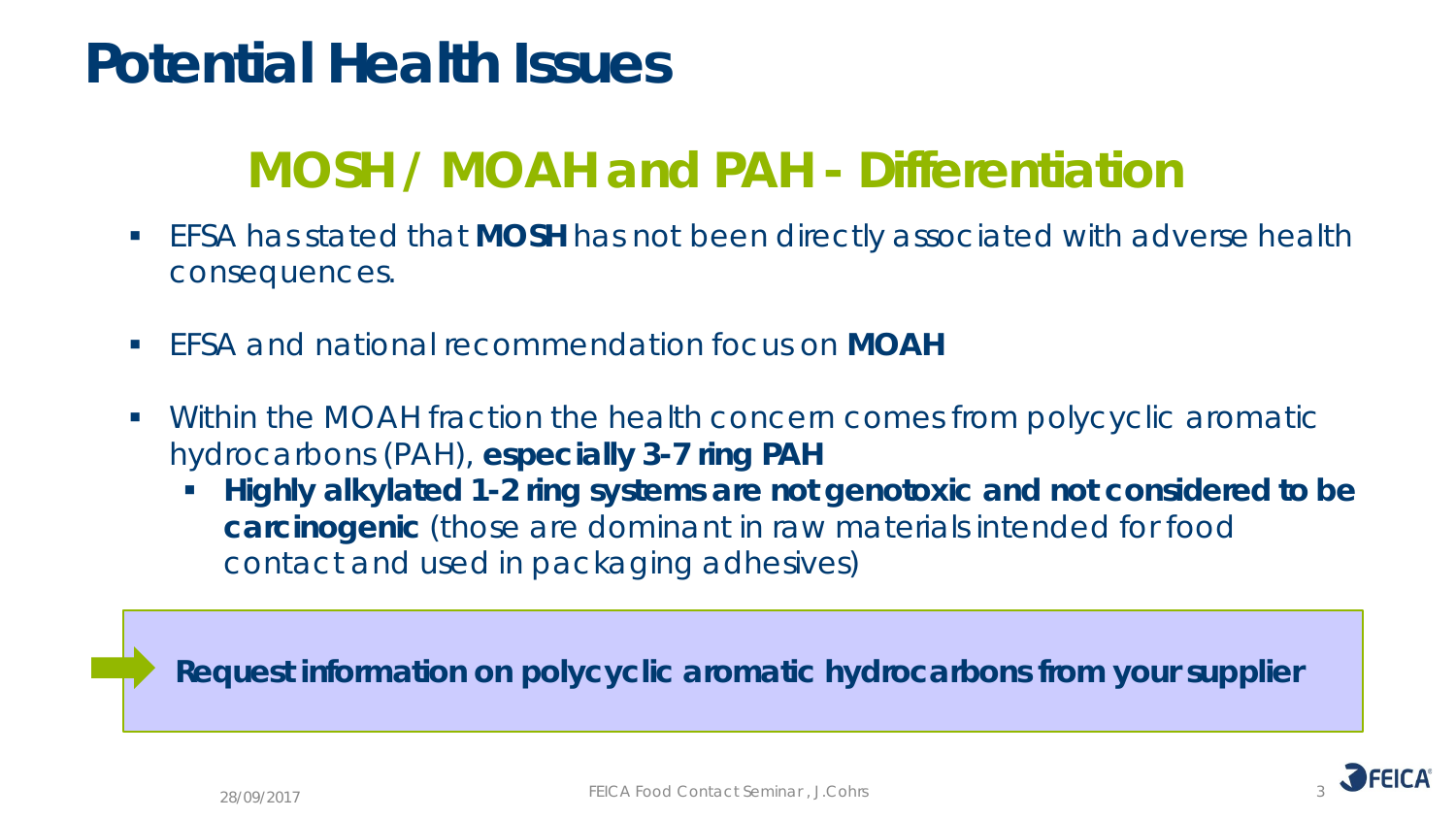# Potential Health Issues

## MOSH / MOAH and PAH - Differentiation

- EFSA has stated that **MOSH** has not been directly associated with adverse health consequences.
- EFSA and national recommendation focus on **MOAH**
- Within the MOAH fraction the health concern comes from polycyclic aromatic hydrocarbons (PAH), **especially 3-7 ring PAH**
  - **Highly alkylated 1-2 ring systems are not genotoxic and not considered to be carcinogenic** (those are dominant in raw materials intended for food contact and used in packaging adhesives)

**Request information on polycyclic aromatic hydrocarbons from your supplier**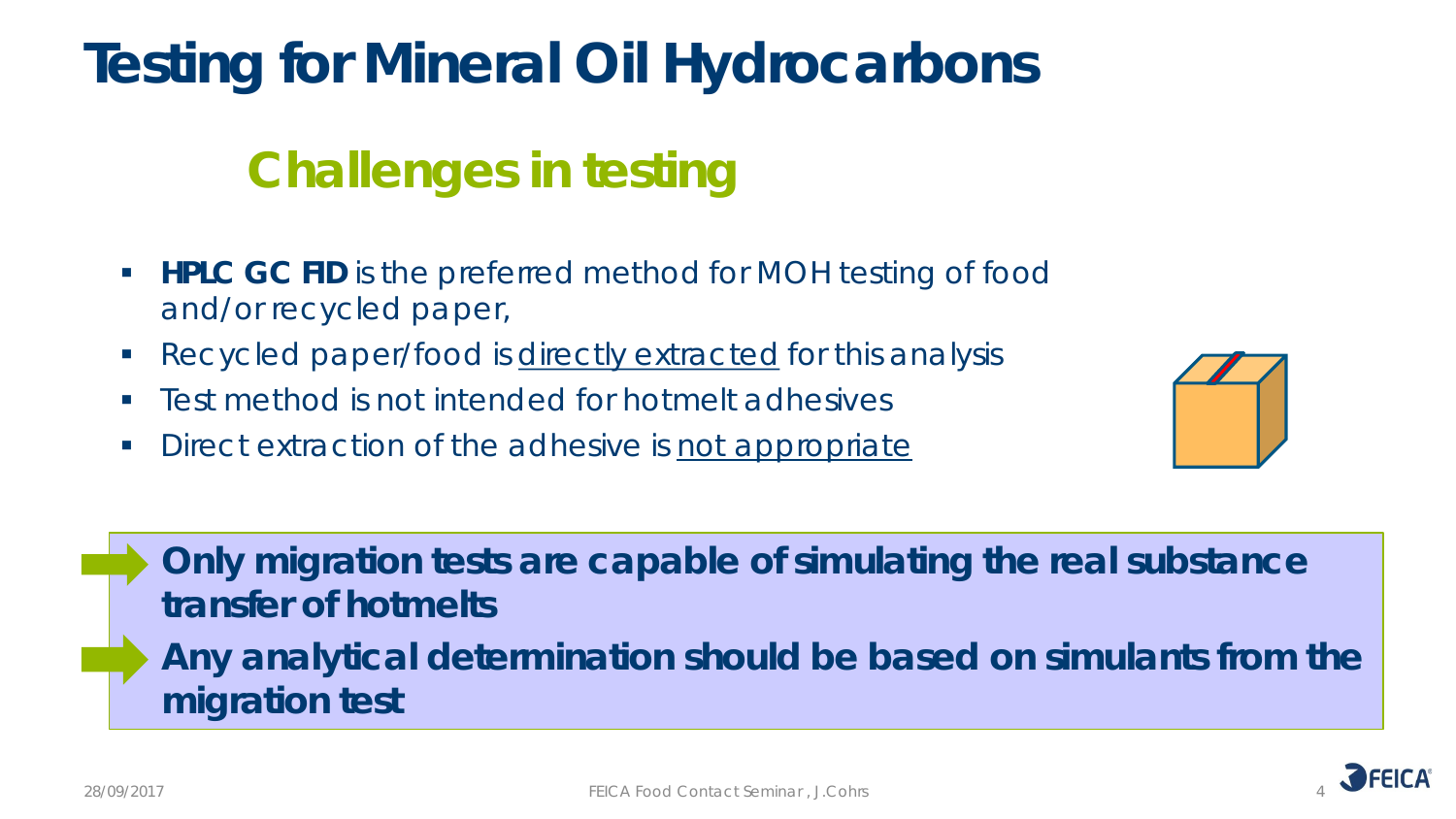# Testing for Mineral Oil Hydrocarbons

## Challenges in testing

- **HPLC GC FID** is the preferred method for MOH testing of food and/or recycled paper,
- Recycled paper/food is directly extracted for this analysis
- Test method is not intended for hotmelt adhesives
- Direct extraction of the adhesive is not appropriate

**Only migration tests are capable of simulating the real substance transfer of hotmelts**

**Any analytical determination should be based on simulants from the migration test**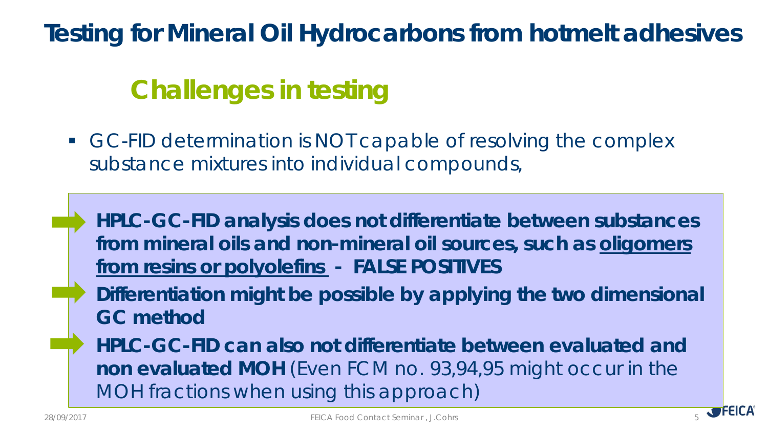# Testing for Mineral Oil Hydrocarbons from hotmelt adhesives

## Challenges in testing

- GC-FID determination is NOT capable of resolving the complex substance mixtures into individual compounds,

➡ **HPLC-GC-FID analysis does not differentiate between substances from mineral oils and non-mineral oil sources, such as <u>oligomers from resins or polyolefins</u> - FALSE POSITIVES**

➡ **Differentiation might be possible by applying the two dimensional GC method**

➡ **HPLC-GC-FID can also not differentiate between evaluated and non evaluated MOH** (Even FCM no. 93,94,95 might occur in the MOH fractions when using this approach)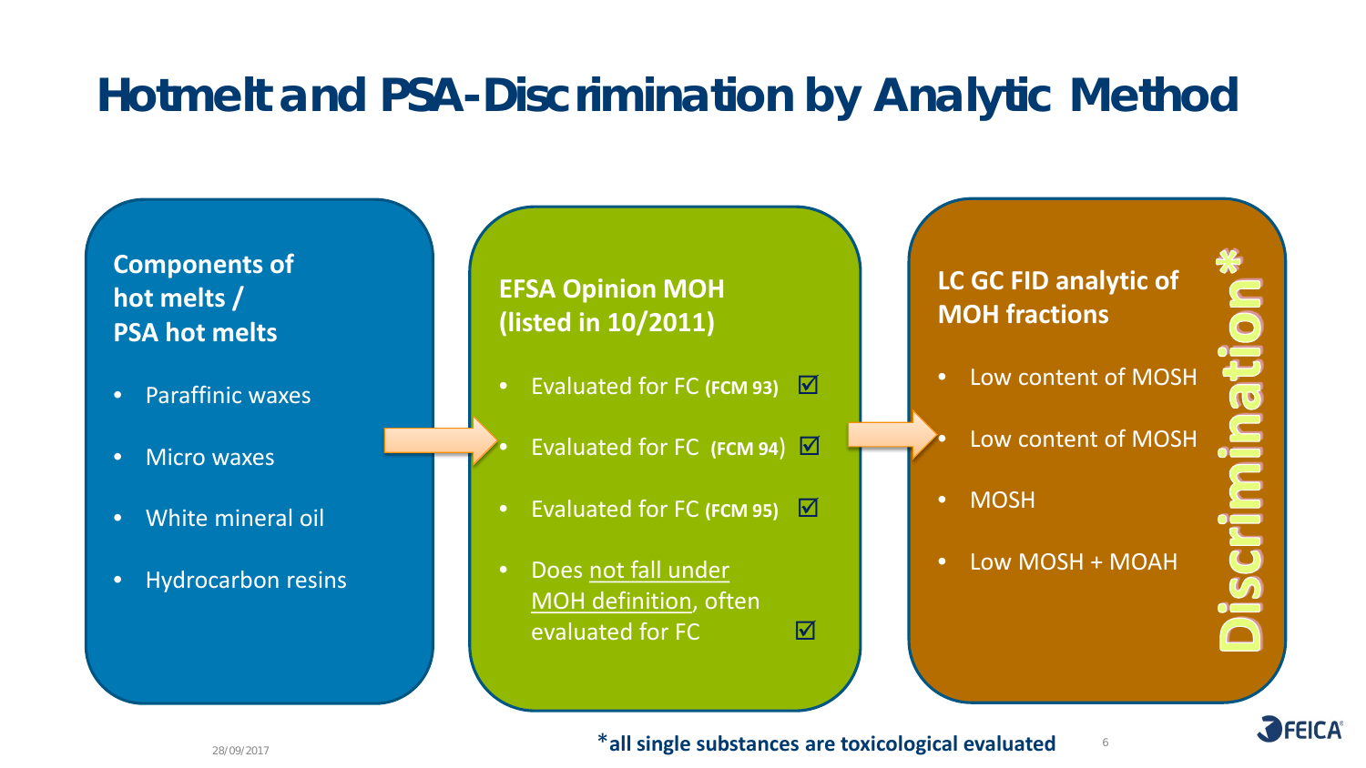# Hotmelt and PSA-Discrimination by Analytic Method

**Components of hot melts / PSA hot melts**

- Paraffinic waxes
- Micro waxes
- White mineral oil
- Hydrocarbon resins

**EFSA Opinion MOH (listed in 10/2011)**

- Evaluated for FC **(FCM 93)** ☑
- Evaluated for FC **(FCM 94)** ☑
- Evaluated for FC **(FCM 95)** ☑
- Does not fall under MOH definition, often evaluated for FC ☑

**LC GC FID analytic of MOH fractions**

- Low content of MOSH
- Low content of MOSH
- MOSH
- Low MOSH + MOAH

**Discrimination***

***all single substances are toxicological evaluated**

28/09/2017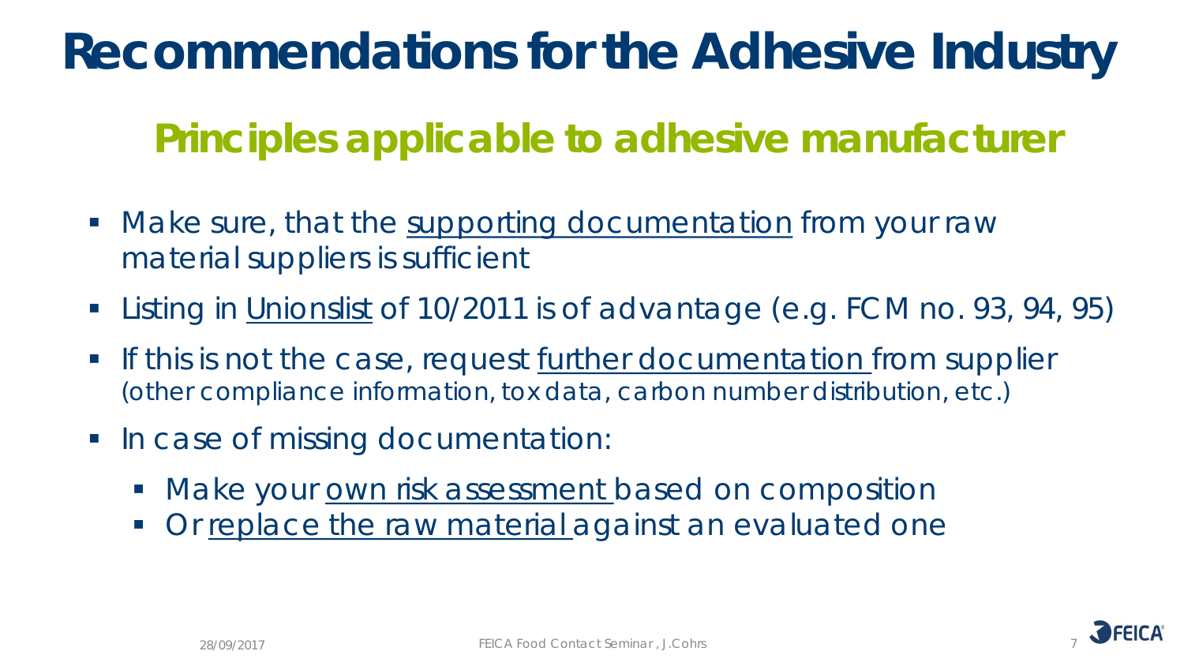# Recommendations for the Adhesive Industry

## Principles applicable to adhesive manufacturer

- Make sure, that the <u>supporting documentation</u> from your raw material suppliers is sufficient
- Listing in <u>Unionslist</u> of 10/2011 is of advantage (e.g. FCM no. 93, 94, 95)
- If this is not the case, request <u>further documentation</u> from supplier (other compliance information, tox data, carbon number distribution, etc.)
- In case of missing documentation:
  - Make your <u>own risk assessment</u> based on composition
  - Or <u>replace the raw material</u> against an evaluated one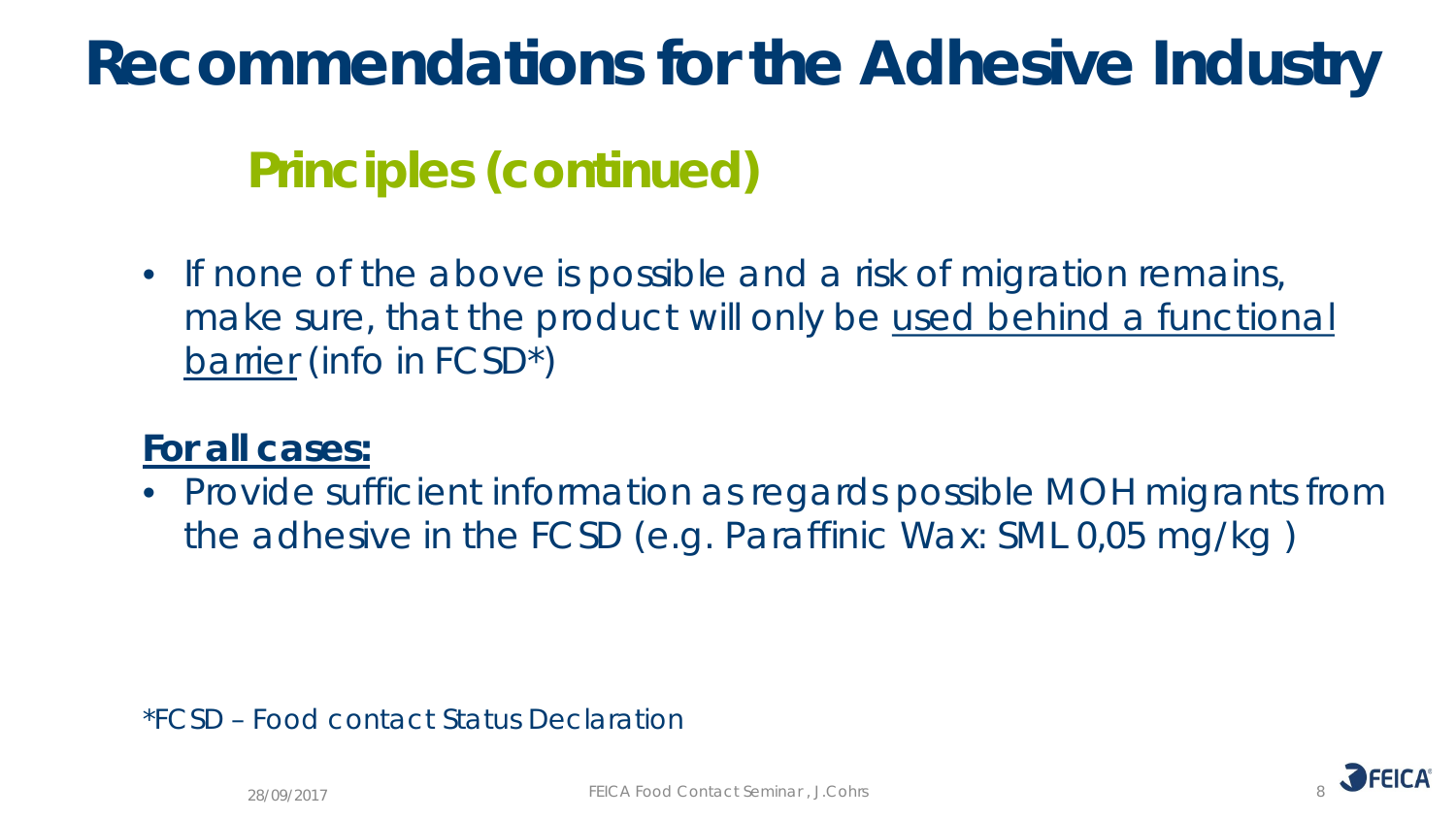# Recommendations for the Adhesive Industry

## Principles (continued)

- If none of the above is possible and a risk of migration remains, make sure, that the product will only be <u>used behind a functional barrier</u> (info in FCSD*)

**<u>For all cases:</u>**

- Provide sufficient information as regards possible MOH migrants from the adhesive in the FCSD (e.g. Paraffinic Wax: SML 0,05 mg/kg )

*FCSD – Food contact Status Declaration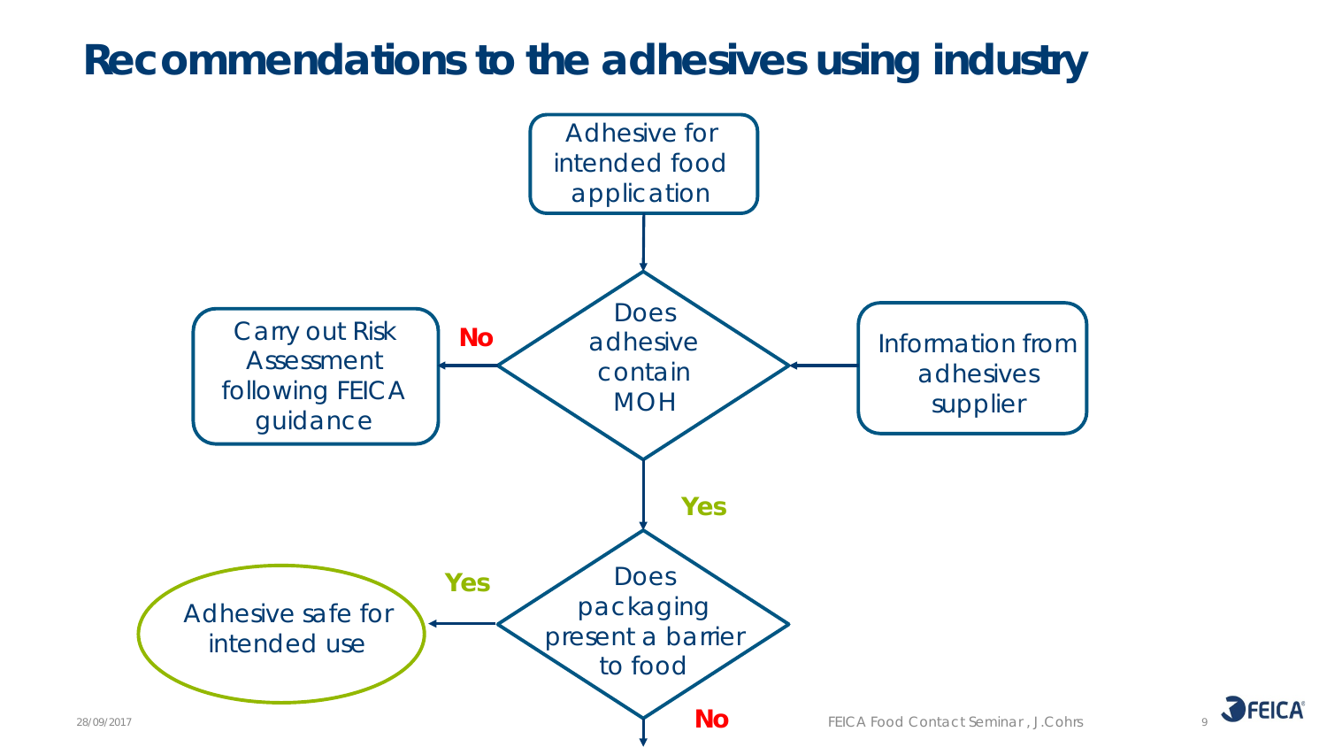# Recommendations to the adhesives using industry

- Adhesive for intended food application
  - → Does adhesive contain MOH (with input: Information from adhesives supplier)
    - **No** → Carry out Risk Assessment following FEICA guidance
    - **Yes** → Does packaging present a barrier to food
      - **Yes** → Adhesive safe for intended use
      - **No** →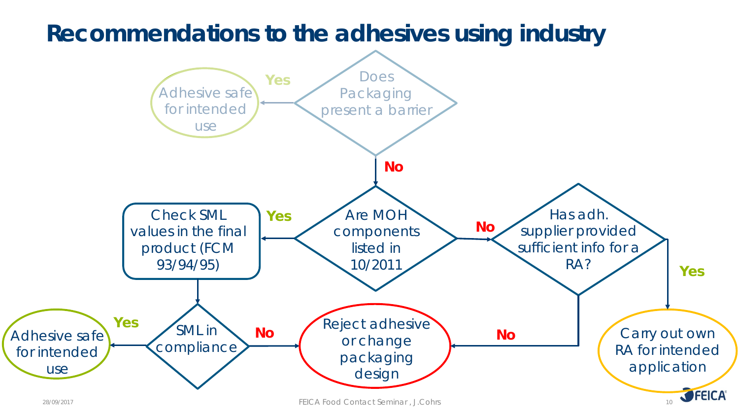# Recommendations to the adhesives using industry

- **Does Packaging present a barrier?**
  - **Yes** → Adhesive safe for intended use
  - **No** → **Are MOH components listed in 10/2011?**
    - **Yes** → Check SML values in the final product (FCM 93/94/95) → **SML in compliance?**
      - **Yes** → Adhesive safe for intended use
      - **No** → Reject adhesive or change packaging design
    - **No** → **Has adh. supplier provided sufficient info for a RA?**
      - **Yes** → Carry out own RA for intended application
      - **No** → Reject adhesive or change packaging design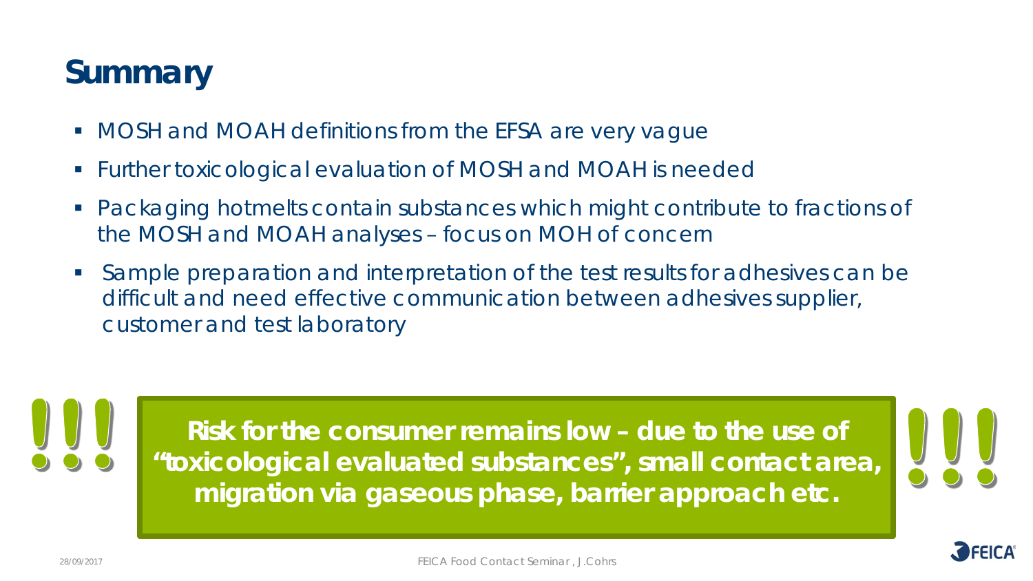# Summary

- MOSH and MOAH definitions from the EFSA are very vague
- Further toxicological evaluation of MOSH and MOAH is needed
- Packaging hotmelts contain substances which might contribute to fractions of the MOSH and MOAH analyses – focus on MOH of concern
- Sample preparation and interpretation of the test results for adhesives can be difficult and need effective communication between adhesives supplier, customer and test laboratory

!!! **Risk for the consumer remains low – due to the use of "toxicological evaluated substances", small contact area, migration via gaseous phase, barrier approach etc.** !!!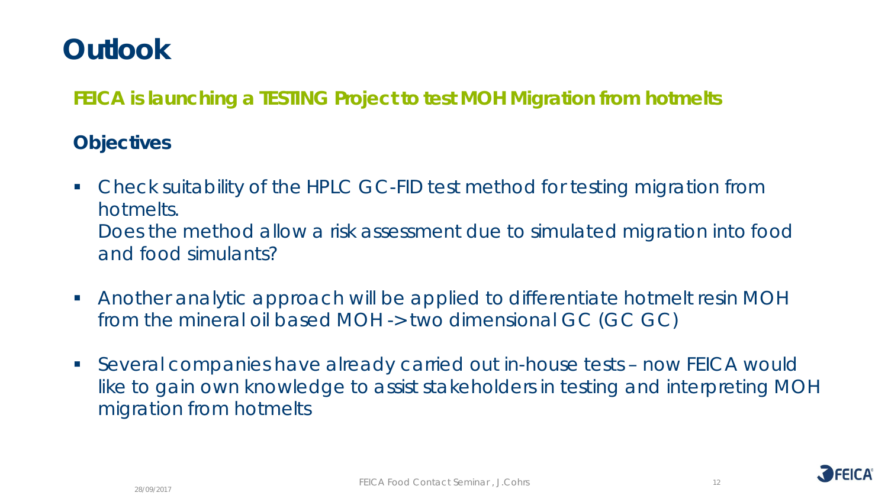# Outlook

**FEICA is launching a TESTING Project to test MOH Migration from hotmelts**

## Objectives

- Check suitability of the HPLC GC-FID test method for testing migration from hotmelts.
  Does the method allow a risk assessment due to simulated migration into food and food simulants?
- Another analytic approach will be applied to differentiate hotmelt resin MOH from the mineral oil based MOH -> two dimensional GC (GC GC)
- Several companies have already carried out in-house tests – now FEICA would like to gain own knowledge to assist stakeholders in testing and interpreting MOH migration from hotmelts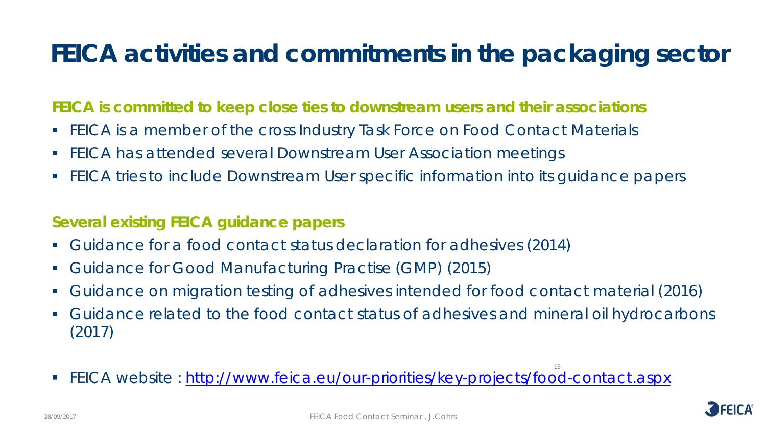# FEICA activities and commitments in the packaging sector

**FEICA is committed to keep close ties to downstream users and their associations**

- FEICA is a member of the cross Industry Task Force on Food Contact Materials
- FEICA has attended several Downstream User Association meetings
- FEICA tries to include Downstream User specific information into its guidance papers

**Several existing FEICA guidance papers**

- Guidance for a food contact status declaration for adhesives (2014)
- Guidance for Good Manufacturing Practise (GMP) (2015)
- Guidance on migration testing of adhesives intended for food contact material (2016)
- Guidance related to the food contact status of adhesives and mineral oil hydrocarbons (2017)

- FEICA website : http://www.feica.eu/our-priorities/key-projects/food-contact.aspx